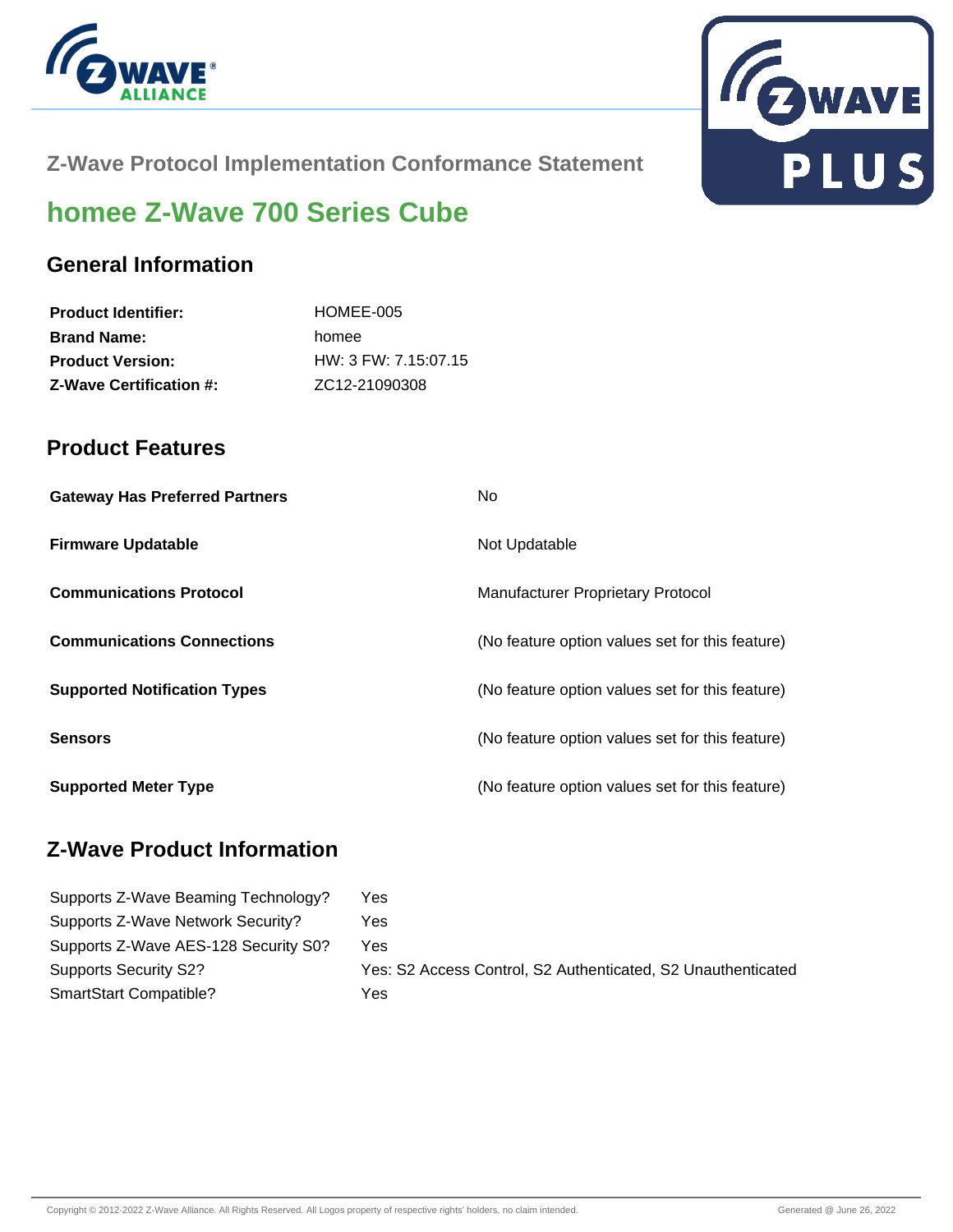Z-Wave Protocol Implementation Conformance Statement

# homee Z-Wave 700 Series Cube

## General Information

| | |
|---|---|
| **Product Identifier:** | HOMEE-005 |
| **Brand Name:** | homee |
| **Product Version:** | HW: 3 FW: 7.15:07.15 |
| **Z-Wave Certification #:** | ZC12-21090308 |

## Product Features

| | |
|---|---|
| **Gateway Has Preferred Partners** | No |
| **Firmware Updatable** | Not Updatable |
| **Communications Protocol** | Manufacturer Proprietary Protocol |
| **Communications Connections** | (No feature option values set for this feature) |
| **Supported Notification Types** | (No feature option values set for this feature) |
| **Sensors** | (No feature option values set for this feature) |
| **Supported Meter Type** | (No feature option values set for this feature) |

## Z-Wave Product Information

| | |
|---|---|
| Supports Z-Wave Beaming Technology? | Yes |
| Supports Z-Wave Network Security? | Yes |
| Supports Z-Wave AES-128 Security S0? | Yes |
| Supports Security S2? | Yes: S2 Access Control, S2 Authenticated, S2 Unauthenticated |
| SmartStart Compatible? | Yes |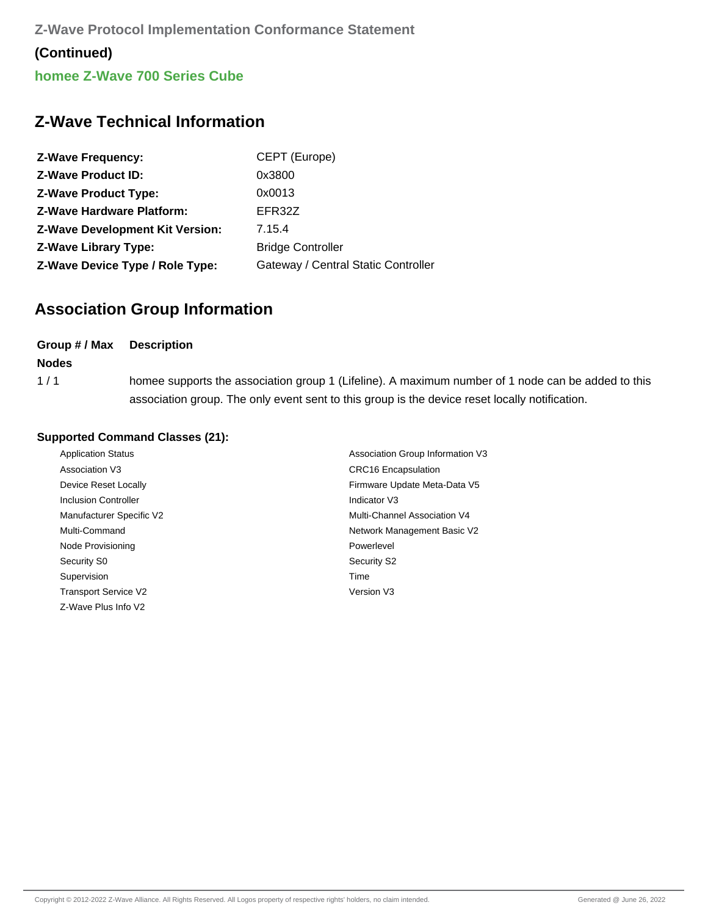Z-Wave Protocol Implementation Conformance Statement

**(Continued)**

**homee Z-Wave 700 Series Cube**

## Z-Wave Technical Information

| | |
|---|---|
| **Z-Wave Frequency:** | CEPT (Europe) |
| **Z-Wave Product ID:** | 0x3800 |
| **Z-Wave Product Type:** | 0x0013 |
| **Z-Wave Hardware Platform:** | EFR32Z |
| **Z-Wave Development Kit Version:** | 7.15.4 |
| **Z-Wave Library Type:** | Bridge Controller |
| **Z-Wave Device Type / Role Type:** | Gateway / Central Static Controller |

## Association Group Information

| Group # / Max Nodes | Description |
|---|---|
| 1 / 1 | homee supports the association group 1 (Lifeline). A maximum number of 1 node can be added to this association group. The only event sent to this group is the device reset locally notification. |

**Supported Command Classes (21):**

- Application Status
- Association Group Information V3
- Association V3
- CRC16 Encapsulation
- Device Reset Locally
- Firmware Update Meta-Data V5
- Inclusion Controller
- Indicator V3
- Manufacturer Specific V2
- Multi-Channel Association V4
- Multi-Command
- Network Management Basic V2
- Node Provisioning
- Powerlevel
- Security S0
- Security S2
- Supervision
- Time
- Transport Service V2
- Version V3
- Z-Wave Plus Info V2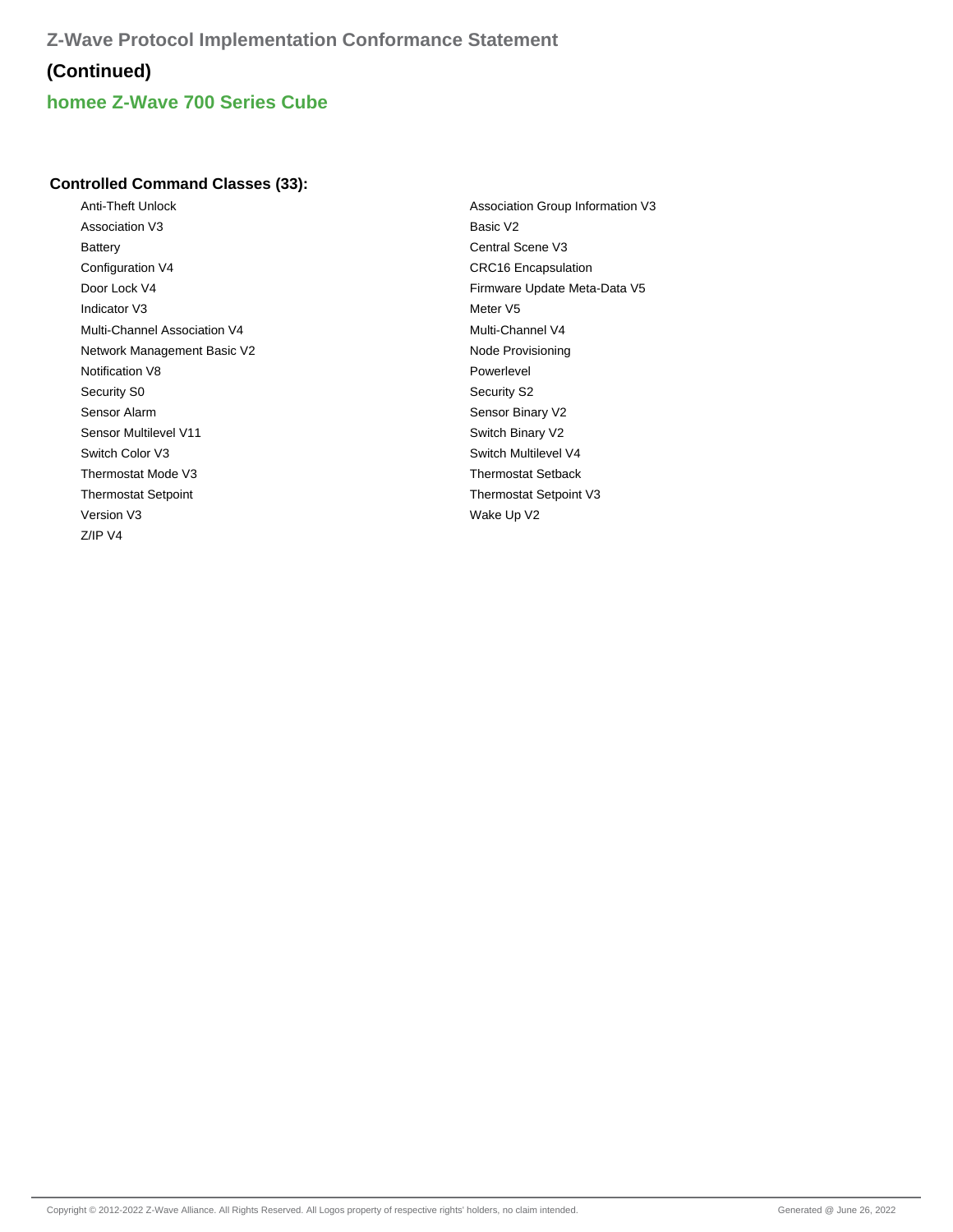## Z-Wave Protocol Implementation Conformance Statement

## (Continued)

## homee Z-Wave 700 Series Cube

### Controlled Command Classes (33):

- Anti-Theft Unlock
- Association Group Information V3
- Association V3
- Basic V2
- Battery
- Central Scene V3
- Configuration V4
- CRC16 Encapsulation
- Door Lock V4
- Firmware Update Meta-Data V5
- Indicator V3
- Meter V5
- Multi-Channel Association V4
- Multi-Channel V4
- Network Management Basic V2
- Node Provisioning
- Notification V8
- Powerlevel
- Security S0
- Security S2
- Sensor Alarm
- Sensor Binary V2
- Sensor Multilevel V11
- Switch Binary V2
- Switch Color V3
- Switch Multilevel V4
- Thermostat Mode V3
- Thermostat Setback
- Thermostat Setpoint
- Thermostat Setpoint V3
- Version V3
- Wake Up V2
- Z/IP V4